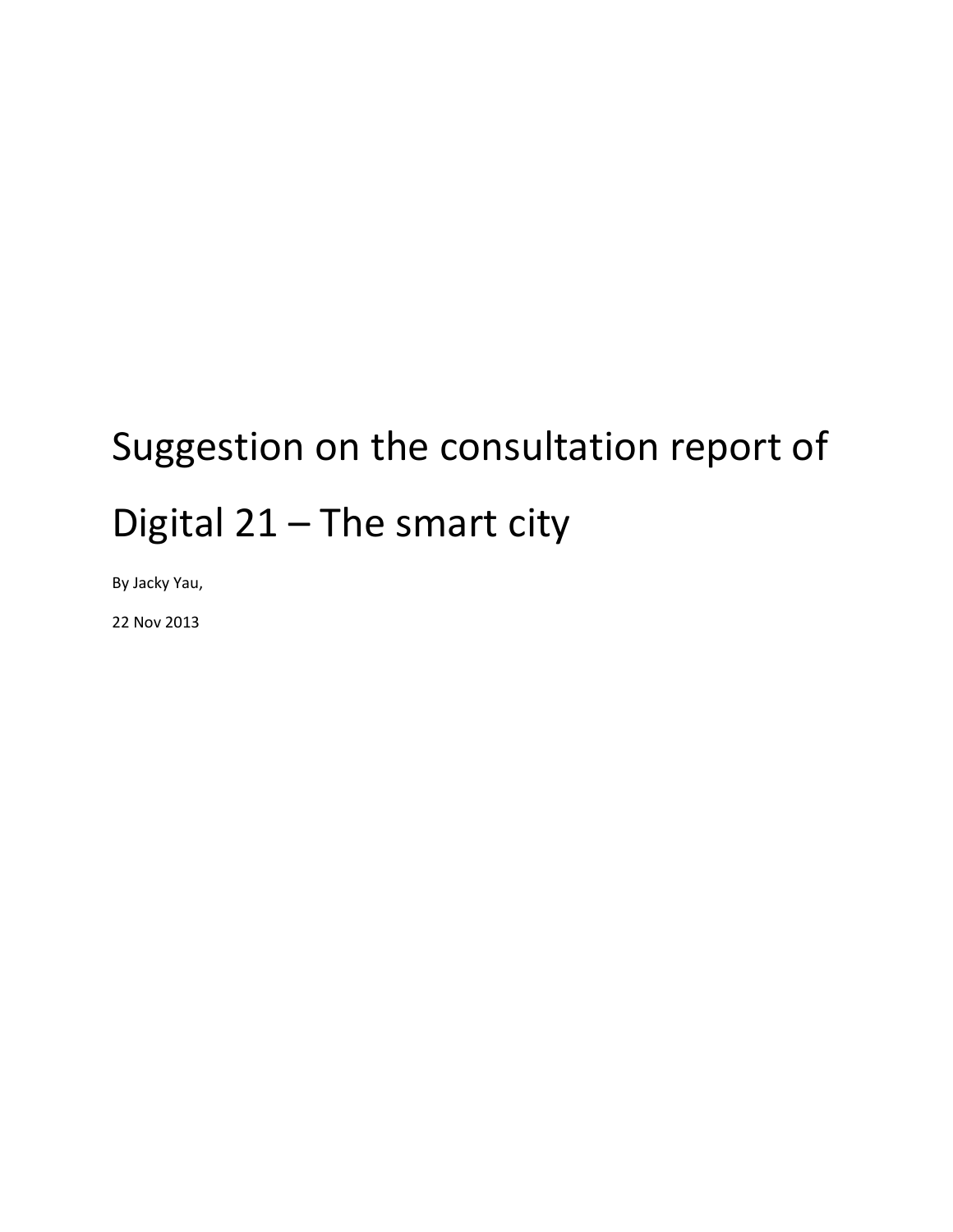# Suggestion on the consultation report of Digital 21 – The smart city

By Jacky Yau,

22 Nov 2013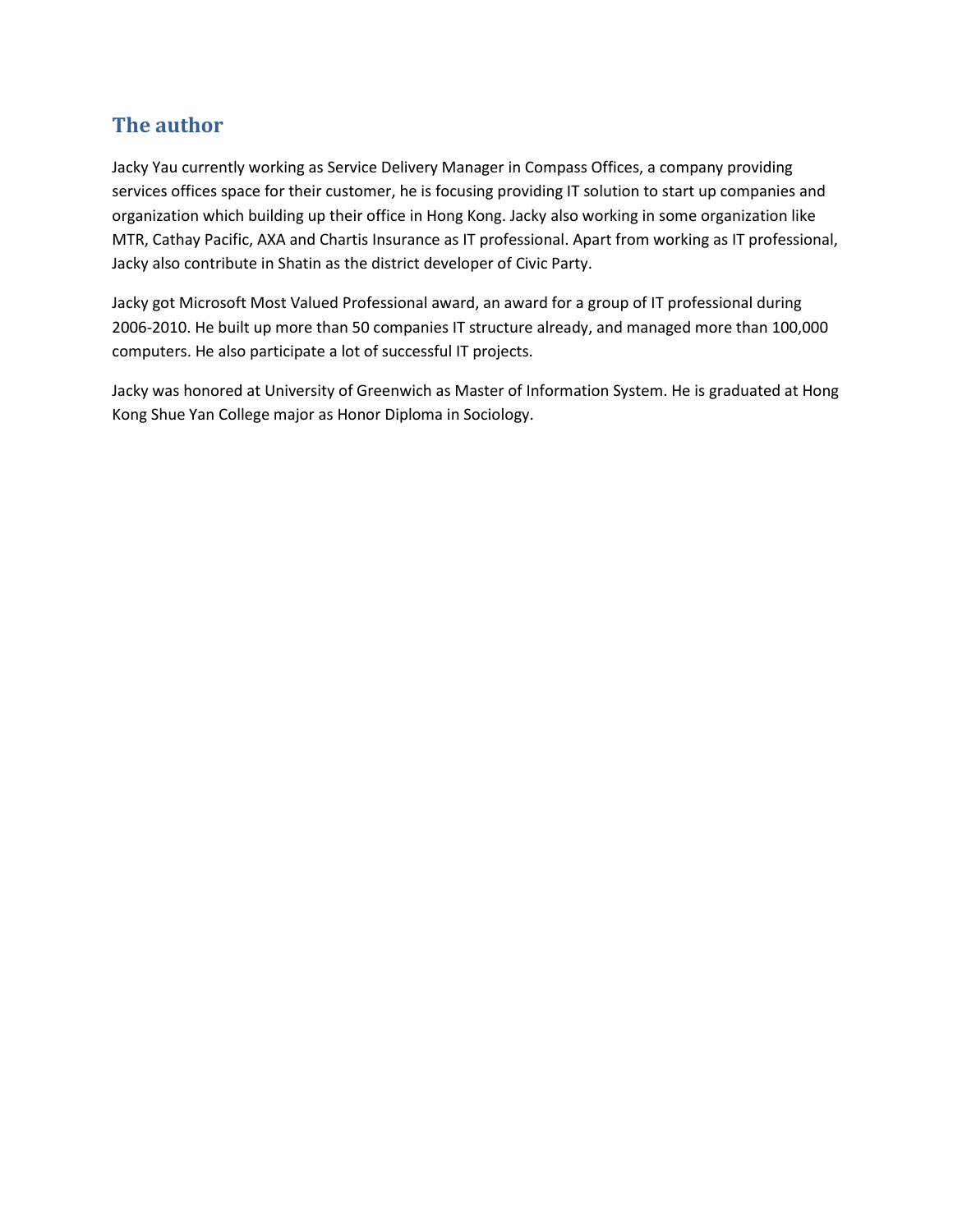## The author

Jacky Yau currently working as Service Delivery Manager in Compass Offices, a company providing services offices space for their customer, he is focusing providing IT solution to start up companies and organization which building up their office in Hong Kong. Jacky also working in some organization like MTR, Cathay Pacific, AXA and Chartis Insurance as IT professional. Apart from working as IT professional, Jacky also contribute in Shatin as the district developer of Civic Party.

Jacky got Microsoft Most Valued Professional award, an award for a group of IT professional during 2006-2010. He built up more than 50 companies IT structure already, and managed more than 100,000 computers. He also participate a lot of successful IT projects.

Jacky was honored at University of Greenwich as Master of Information System. He is graduated at Hong Kong Shue Yan College major as Honor Diploma in Sociology.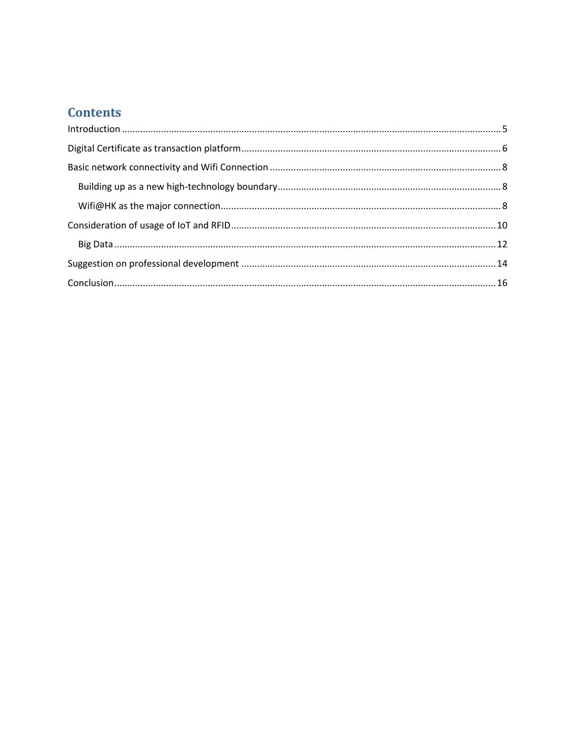# Contents

Introduction ........................................................................................................................................ 5

Digital Certificate as transaction platform .................................................................................... 6

Basic network connectivity and Wifi Connection ........................................................................ 8

- Building up as a new high-technology boundary ..................................................................... 8
- Wifi@HK as the major connection ........................................................................................... 8

Consideration of usage of IoT and RFID ..................................................................................... 10

- Big Data ................................................................................................................................. 12

Suggestion on professional development .................................................................................. 14

Conclusion ......................................................................................................................................... 16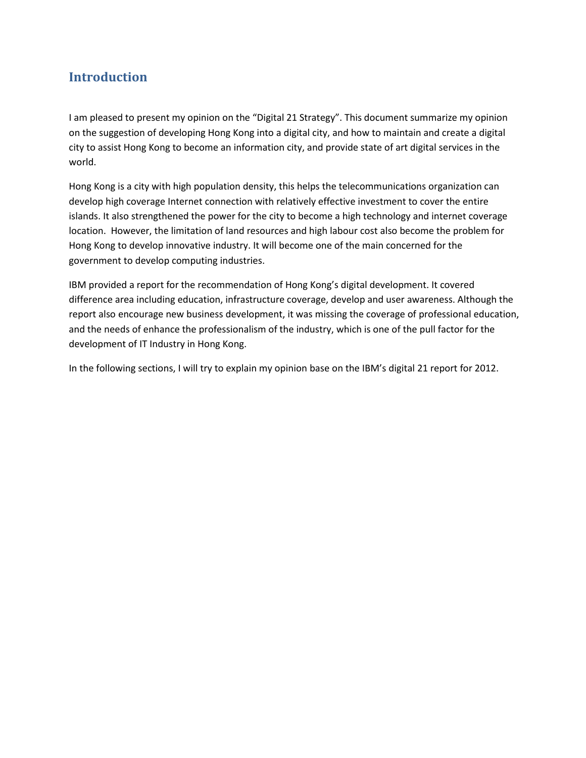## Introduction

I am pleased to present my opinion on the “Digital 21 Strategy”. This document summarize my opinion on the suggestion of developing Hong Kong into a digital city, and how to maintain and create a digital city to assist Hong Kong to become an information city, and provide state of art digital services in the world.

Hong Kong is a city with high population density, this helps the telecommunications organization can develop high coverage Internet connection with relatively effective investment to cover the entire islands. It also strengthened the power for the city to become a high technology and internet coverage location. However, the limitation of land resources and high labour cost also become the problem for Hong Kong to develop innovative industry. It will become one of the main concerned for the government to develop computing industries.

IBM provided a report for the recommendation of Hong Kong’s digital development. It covered difference area including education, infrastructure coverage, develop and user awareness. Although the report also encourage new business development, it was missing the coverage of professional education, and the needs of enhance the professionalism of the industry, which is one of the pull factor for the development of IT Industry in Hong Kong.

In the following sections, I will try to explain my opinion base on the IBM’s digital 21 report for 2012.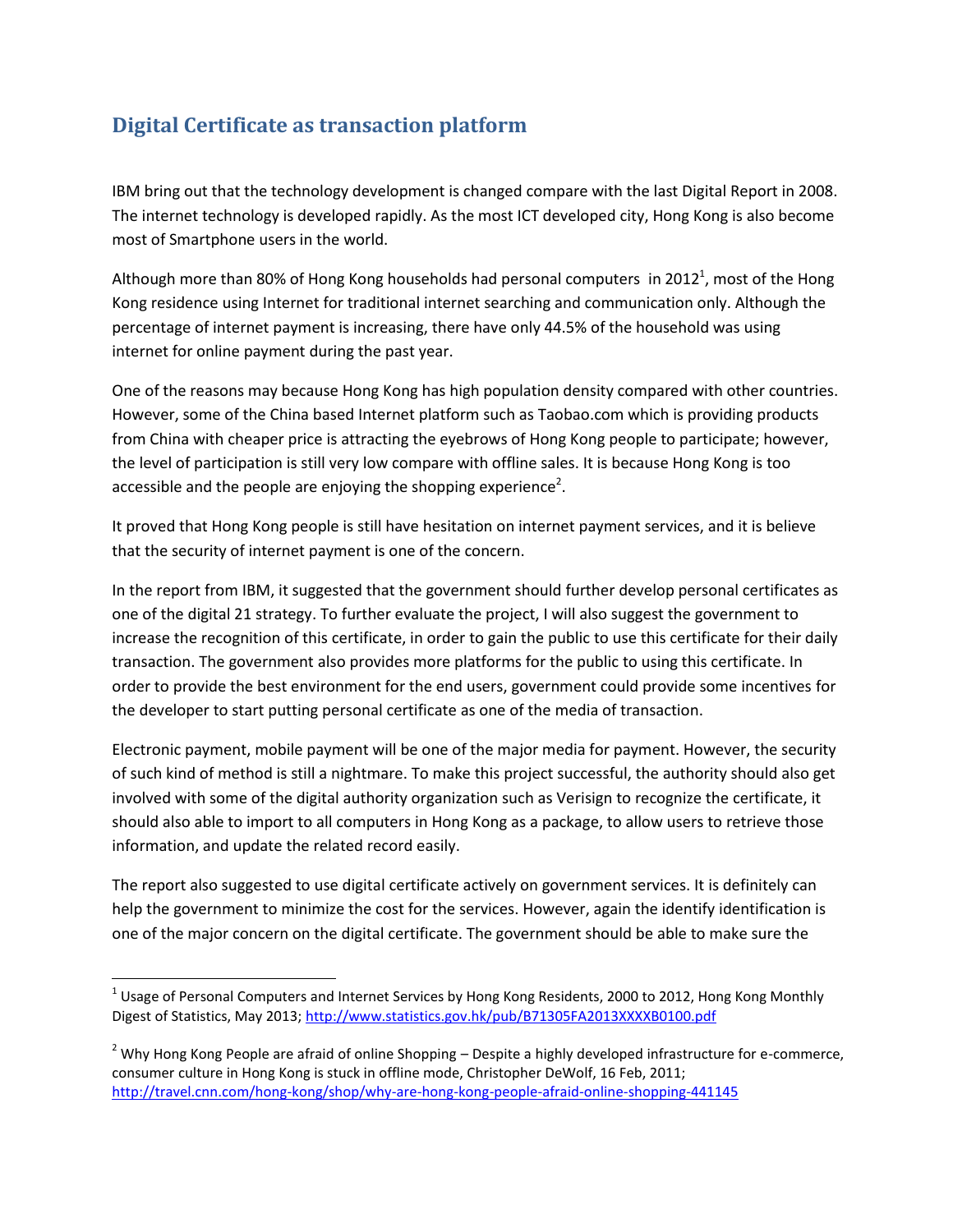## Digital Certificate as transaction platform

IBM bring out that the technology development is changed compare with the last Digital Report in 2008. The internet technology is developed rapidly. As the most ICT developed city, Hong Kong is also become most of Smartphone users in the world.

Although more than 80% of Hong Kong households had personal computers in 2012[1], most of the Hong Kong residence using Internet for traditional internet searching and communication only. Although the percentage of internet payment is increasing, there have only 44.5% of the household was using internet for online payment during the past year.

One of the reasons may because Hong Kong has high population density compared with other countries. However, some of the China based Internet platform such as Taobao.com which is providing products from China with cheaper price is attracting the eyebrows of Hong Kong people to participate; however, the level of participation is still very low compare with offline sales. It is because Hong Kong is too accessible and the people are enjoying the shopping experience[2].

It proved that Hong Kong people is still have hesitation on internet payment services, and it is believe that the security of internet payment is one of the concern.

In the report from IBM, it suggested that the government should further develop personal certificates as one of the digital 21 strategy. To further evaluate the project, I will also suggest the government to increase the recognition of this certificate, in order to gain the public to use this certificate for their daily transaction. The government also provides more platforms for the public to using this certificate. In order to provide the best environment for the end users, government could provide some incentives for the developer to start putting personal certificate as one of the media of transaction.

Electronic payment, mobile payment will be one of the major media for payment. However, the security of such kind of method is still a nightmare. To make this project successful, the authority should also get involved with some of the digital authority organization such as Verisign to recognize the certificate, it should also able to import to all computers in Hong Kong as a package, to allow users to retrieve those information, and update the related record easily.

The report also suggested to use digital certificate actively on government services. It is definitely can help the government to minimize the cost for the services. However, again the identify identification is one of the major concern on the digital certificate. The government should be able to make sure the

---

[1] Usage of Personal Computers and Internet Services by Hong Kong Residents, 2000 to 2012, Hong Kong Monthly Digest of Statistics, May 2013; http://www.statistics.gov.hk/pub/B71305FA2013XXXXB0100.pdf

[2] Why Hong Kong People are afraid of online Shopping – Despite a highly developed infrastructure for e-commerce, consumer culture in Hong Kong is stuck in offline mode, Christopher DeWolf, 16 Feb, 2011; http://travel.cnn.com/hong-kong/shop/why-are-hong-kong-people-afraid-online-shopping-441145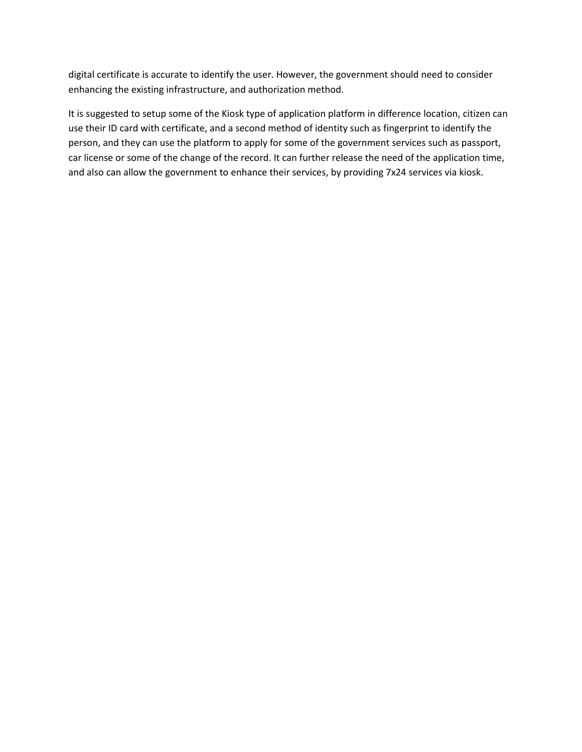digital certificate is accurate to identify the user. However, the government should need to consider enhancing the existing infrastructure, and authorization method.

It is suggested to setup some of the Kiosk type of application platform in difference location, citizen can use their ID card with certificate, and a second method of identity such as fingerprint to identify the person, and they can use the platform to apply for some of the government services such as passport, car license or some of the change of the record. It can further release the need of the application time, and also can allow the government to enhance their services, by providing 7x24 services via kiosk.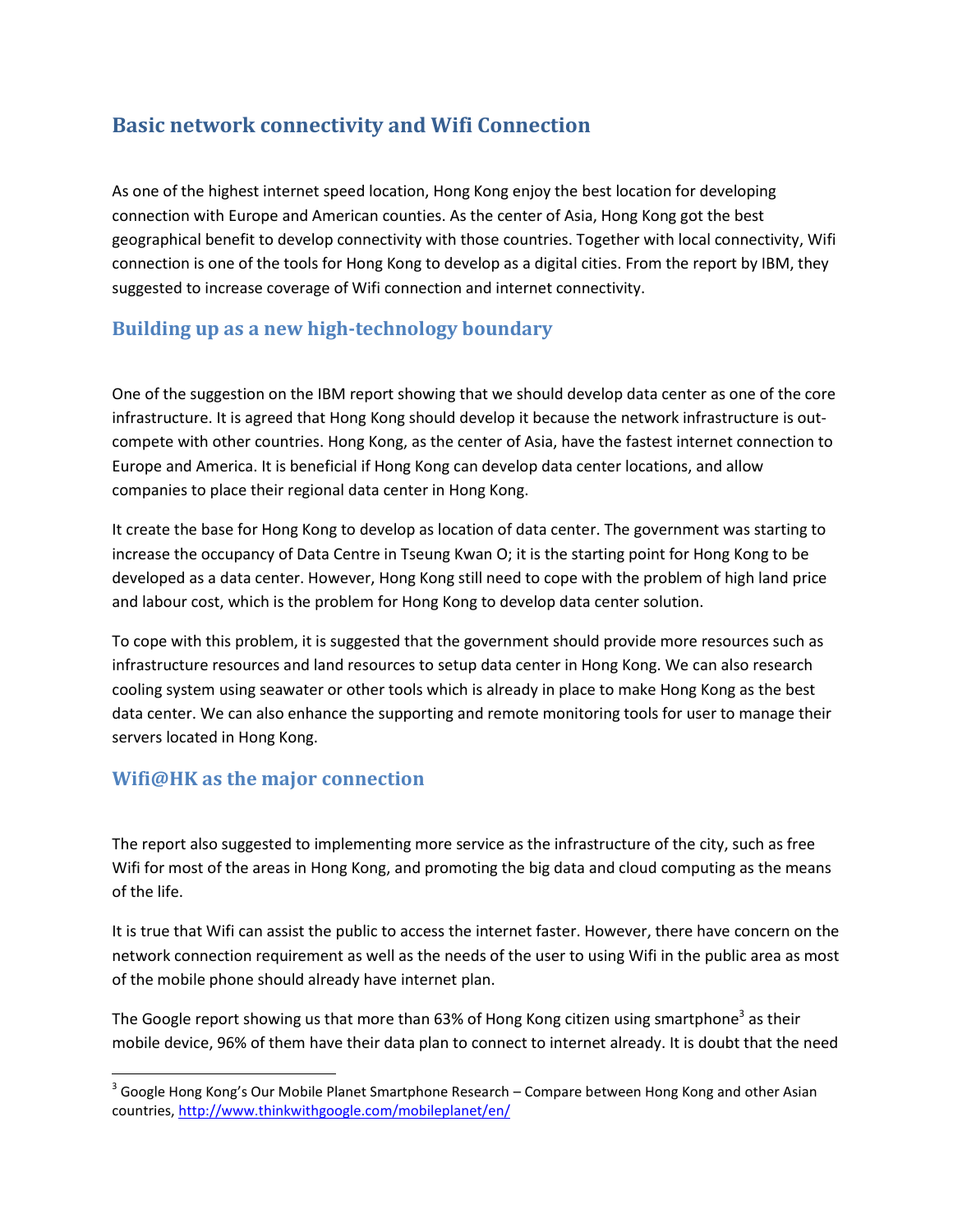# Basic network connectivity and Wifi Connection

As one of the highest internet speed location, Hong Kong enjoy the best location for developing connection with Europe and American counties. As the center of Asia, Hong Kong got the best geographical benefit to develop connectivity with those countries. Together with local connectivity, Wifi connection is one of the tools for Hong Kong to develop as a digital cities. From the report by IBM, they suggested to increase coverage of Wifi connection and internet connectivity.

## Building up as a new high-technology boundary

One of the suggestion on the IBM report showing that we should develop data center as one of the core infrastructure. It is agreed that Hong Kong should develop it because the network infrastructure is out-compete with other countries. Hong Kong, as the center of Asia, have the fastest internet connection to Europe and America. It is beneficial if Hong Kong can develop data center locations, and allow companies to place their regional data center in Hong Kong.

It create the base for Hong Kong to develop as location of data center. The government was starting to increase the occupancy of Data Centre in Tseung Kwan O; it is the starting point for Hong Kong to be developed as a data center. However, Hong Kong still need to cope with the problem of high land price and labour cost, which is the problem for Hong Kong to develop data center solution.

To cope with this problem, it is suggested that the government should provide more resources such as infrastructure resources and land resources to setup data center in Hong Kong. We can also research cooling system using seawater or other tools which is already in place to make Hong Kong as the best data center. We can also enhance the supporting and remote monitoring tools for user to manage their servers located in Hong Kong.

## Wifi@HK as the major connection

The report also suggested to implementing more service as the infrastructure of the city, such as free Wifi for most of the areas in Hong Kong, and promoting the big data and cloud computing as the means of the life.

It is true that Wifi can assist the public to access the internet faster. However, there have concern on the network connection requirement as well as the needs of the user to using Wifi in the public area as most of the mobile phone should already have internet plan.

The Google report showing us that more than 63% of Hong Kong citizen using smartphone[3] as their mobile device, 96% of them have their data plan to connect to internet already. It is doubt that the need

[3] Google Hong Kong's Our Mobile Planet Smartphone Research – Compare between Hong Kong and other Asian countries, http://www.thinkwithgoogle.com/mobileplanet/en/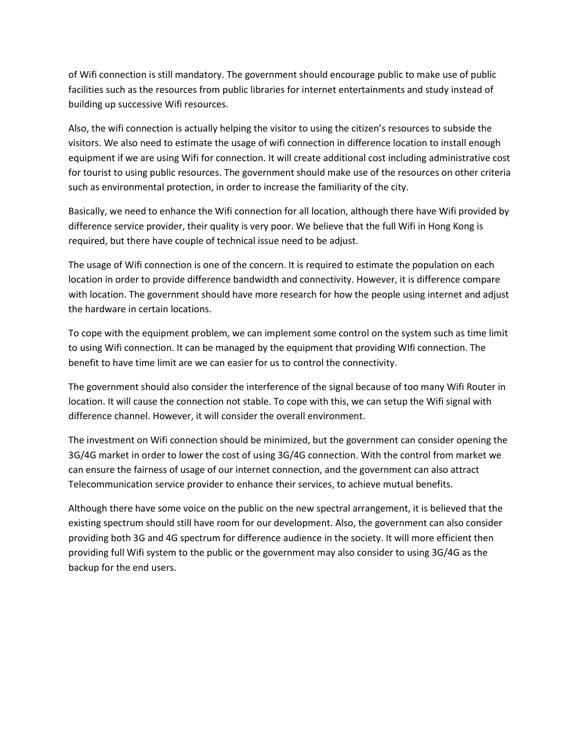of Wifi connection is still mandatory. The government should encourage public to make use of public facilities such as the resources from public libraries for internet entertainments and study instead of building up successive Wifi resources.

Also, the wifi connection is actually helping the visitor to using the citizen's resources to subside the visitors. We also need to estimate the usage of wifi connection in difference location to install enough equipment if we are using Wifi for connection. It will create additional cost including administrative cost for tourist to using public resources. The government should make use of the resources on other criteria such as environmental protection, in order to increase the familiarity of the city.

Basically, we need to enhance the Wifi connection for all location, although there have Wifi provided by difference service provider, their quality is very poor. We believe that the full Wifi in Hong Kong is required, but there have couple of technical issue need to be adjust.

The usage of Wifi connection is one of the concern. It is required to estimate the population on each location in order to provide difference bandwidth and connectivity. However, it is difference compare with location. The government should have more research for how the people using internet and adjust the hardware in certain locations.

To cope with the equipment problem, we can implement some control on the system such as time limit to using Wifi connection. It can be managed by the equipment that providing WIfi connection. The benefit to have time limit are we can easier for us to control the connectivity.

The government should also consider the interference of the signal because of too many Wifi Router in location. It will cause the connection not stable. To cope with this, we can setup the Wifi signal with difference channel. However, it will consider the overall environment.

The investment on Wifi connection should be minimized, but the government can consider opening the 3G/4G market in order to lower the cost of using 3G/4G connection. With the control from market we can ensure the fairness of usage of our internet connection, and the government can also attract Telecommunication service provider to enhance their services, to achieve mutual benefits.

Although there have some voice on the public on the new spectral arrangement, it is believed that the existing spectrum should still have room for our development. Also, the government can also consider providing both 3G and 4G spectrum for difference audience in the society. It will more efficient then providing full Wifi system to the public or the government may also consider to using 3G/4G as the backup for the end users.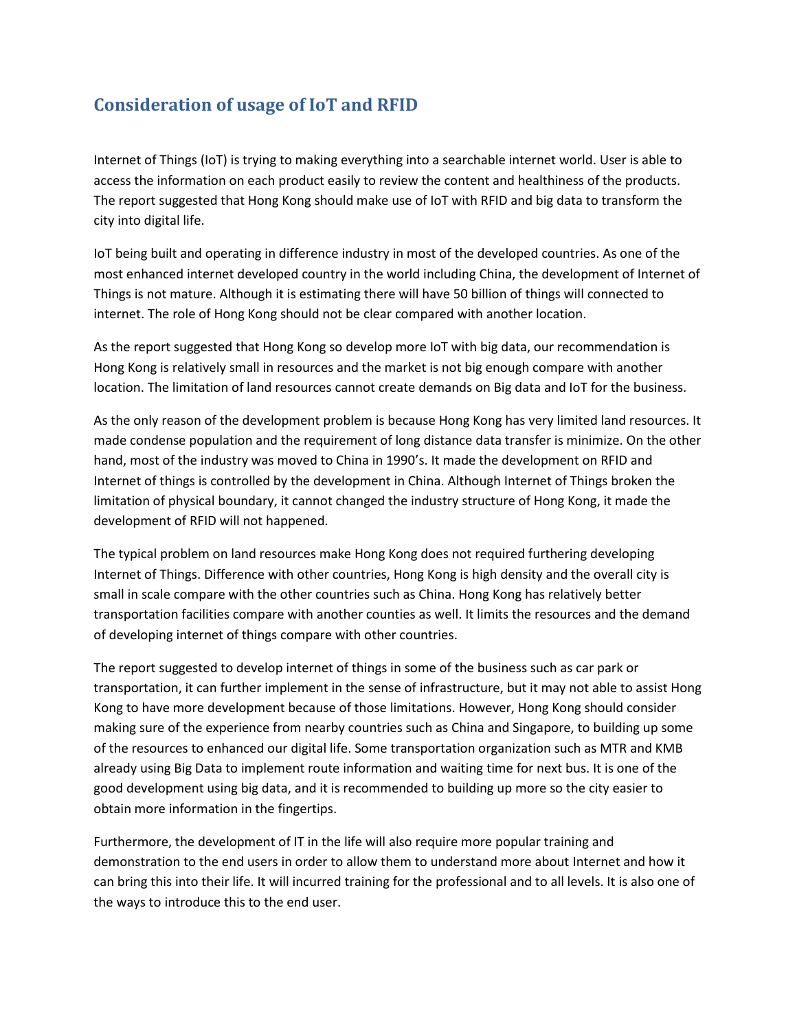## Consideration of usage of IoT and RFID

Internet of Things (IoT) is trying to making everything into a searchable internet world. User is able to access the information on each product easily to review the content and healthiness of the products. The report suggested that Hong Kong should make use of IoT with RFID and big data to transform the city into digital life.

IoT being built and operating in difference industry in most of the developed countries. As one of the most enhanced internet developed country in the world including China, the development of Internet of Things is not mature. Although it is estimating there will have 50 billion of things will connected to internet. The role of Hong Kong should not be clear compared with another location.

As the report suggested that Hong Kong so develop more IoT with big data, our recommendation is Hong Kong is relatively small in resources and the market is not big enough compare with another location. The limitation of land resources cannot create demands on Big data and IoT for the business.

As the only reason of the development problem is because Hong Kong has very limited land resources. It made condense population and the requirement of long distance data transfer is minimize. On the other hand, most of the industry was moved to China in 1990's. It made the development on RFID and Internet of things is controlled by the development in China. Although Internet of Things broken the limitation of physical boundary, it cannot changed the industry structure of Hong Kong, it made the development of RFID will not happened.

The typical problem on land resources make Hong Kong does not required furthering developing Internet of Things. Difference with other countries, Hong Kong is high density and the overall city is small in scale compare with the other countries such as China. Hong Kong has relatively better transportation facilities compare with another counties as well. It limits the resources and the demand of developing internet of things compare with other countries.

The report suggested to develop internet of things in some of the business such as car park or transportation, it can further implement in the sense of infrastructure, but it may not able to assist Hong Kong to have more development because of those limitations. However, Hong Kong should consider making sure of the experience from nearby countries such as China and Singapore, to building up some of the resources to enhanced our digital life. Some transportation organization such as MTR and KMB already using Big Data to implement route information and waiting time for next bus. It is one of the good development using big data, and it is recommended to building up more so the city easier to obtain more information in the fingertips.

Furthermore, the development of IT in the life will also require more popular training and demonstration to the end users in order to allow them to understand more about Internet and how it can bring this into their life. It will incurred training for the professional and to all levels. It is also one of the ways to introduce this to the end user.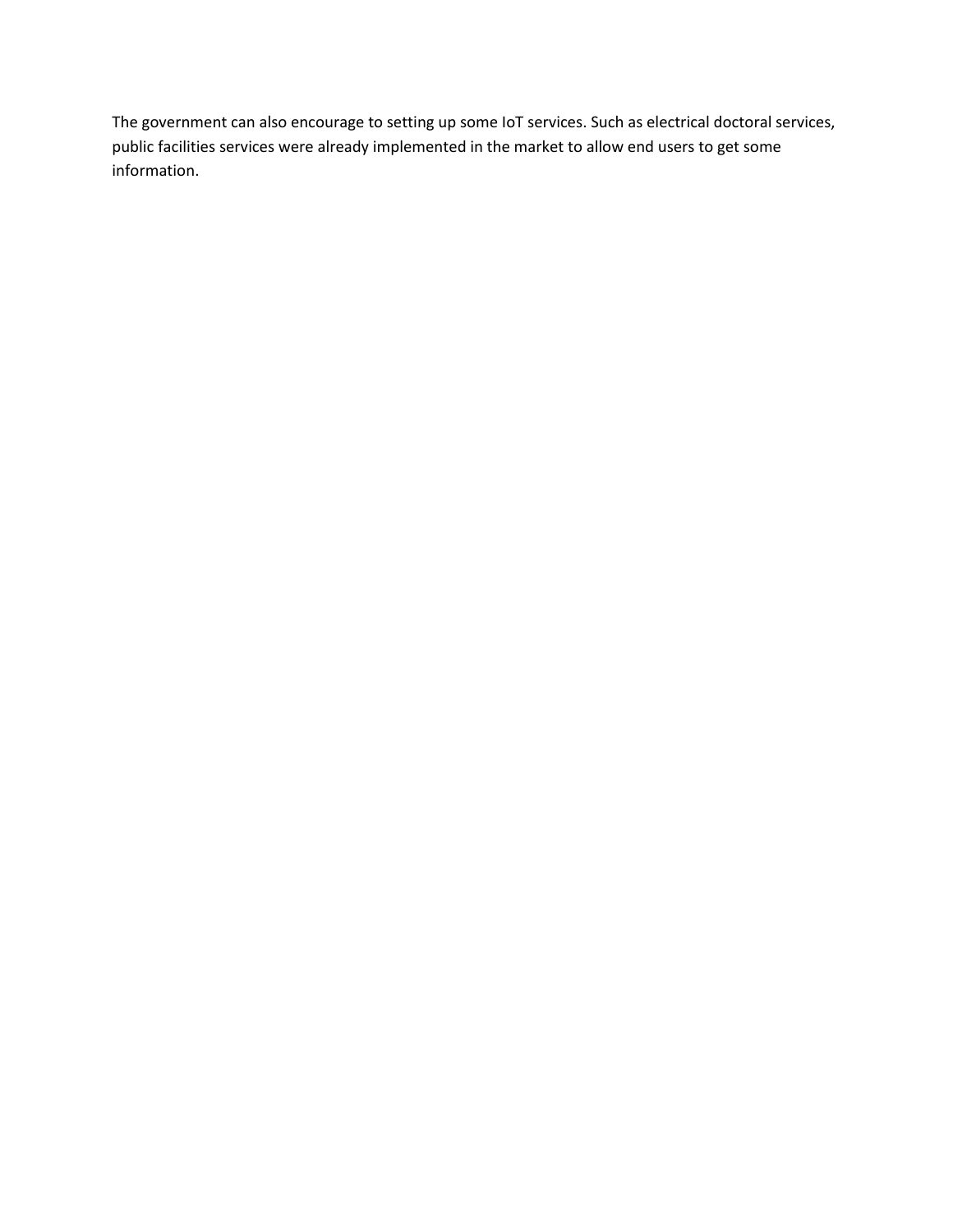The government can also encourage to setting up some IoT services. Such as electrical doctoral services, public facilities services were already implemented in the market to allow end users to get some information.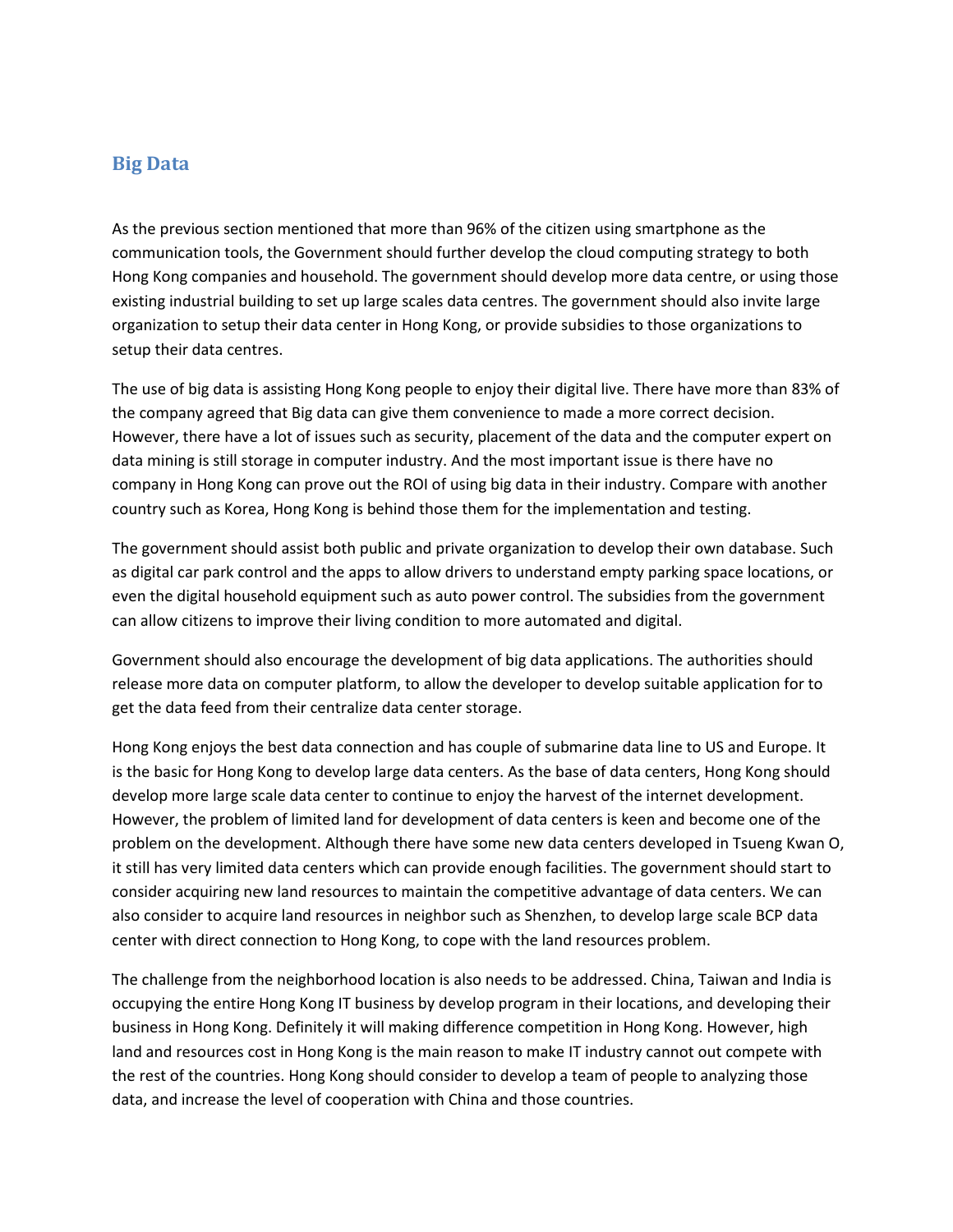## Big Data

As the previous section mentioned that more than 96% of the citizen using smartphone as the communication tools, the Government should further develop the cloud computing strategy to both Hong Kong companies and household. The government should develop more data centre, or using those existing industrial building to set up large scales data centres. The government should also invite large organization to setup their data center in Hong Kong, or provide subsidies to those organizations to setup their data centres.

The use of big data is assisting Hong Kong people to enjoy their digital live. There have more than 83% of the company agreed that Big data can give them convenience to made a more correct decision. However, there have a lot of issues such as security, placement of the data and the computer expert on data mining is still storage in computer industry. And the most important issue is there have no company in Hong Kong can prove out the ROI of using big data in their industry. Compare with another country such as Korea, Hong Kong is behind those them for the implementation and testing.

The government should assist both public and private organization to develop their own database. Such as digital car park control and the apps to allow drivers to understand empty parking space locations, or even the digital household equipment such as auto power control. The subsidies from the government can allow citizens to improve their living condition to more automated and digital.

Government should also encourage the development of big data applications. The authorities should release more data on computer platform, to allow the developer to develop suitable application for to get the data feed from their centralize data center storage.

Hong Kong enjoys the best data connection and has couple of submarine data line to US and Europe. It is the basic for Hong Kong to develop large data centers. As the base of data centers, Hong Kong should develop more large scale data center to continue to enjoy the harvest of the internet development. However, the problem of limited land for development of data centers is keen and become one of the problem on the development. Although there have some new data centers developed in Tsueng Kwan O, it still has very limited data centers which can provide enough facilities. The government should start to consider acquiring new land resources to maintain the competitive advantage of data centers. We can also consider to acquire land resources in neighbor such as Shenzhen, to develop large scale BCP data center with direct connection to Hong Kong, to cope with the land resources problem.

The challenge from the neighborhood location is also needs to be addressed. China, Taiwan and India is occupying the entire Hong Kong IT business by develop program in their locations, and developing their business in Hong Kong. Definitely it will making difference competition in Hong Kong. However, high land and resources cost in Hong Kong is the main reason to make IT industry cannot out compete with the rest of the countries. Hong Kong should consider to develop a team of people to analyzing those data, and increase the level of cooperation with China and those countries.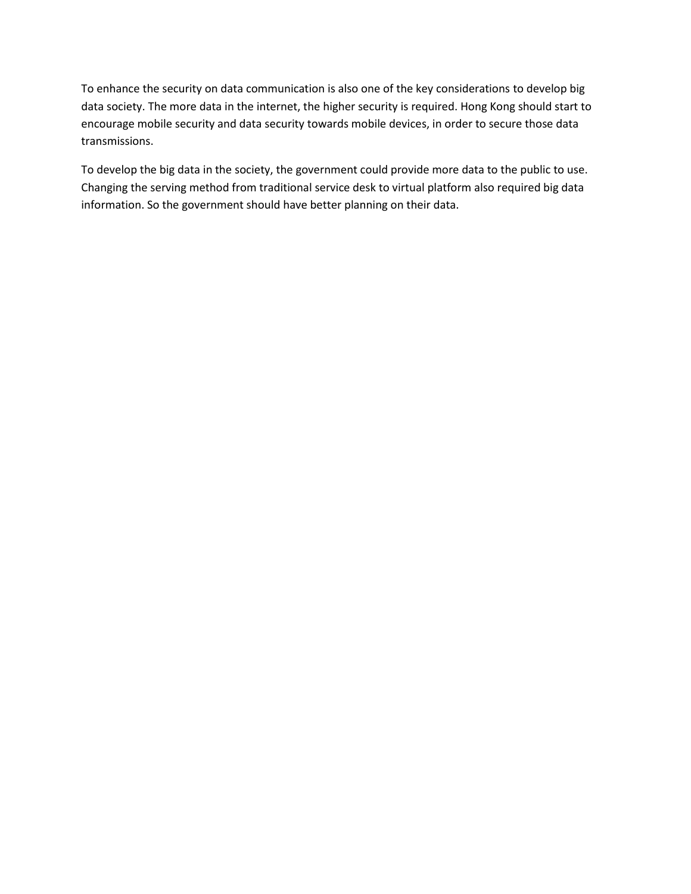To enhance the security on data communication is also one of the key considerations to develop big data society. The more data in the internet, the higher security is required. Hong Kong should start to encourage mobile security and data security towards mobile devices, in order to secure those data transmissions.

To develop the big data in the society, the government could provide more data to the public to use. Changing the serving method from traditional service desk to virtual platform also required big data information. So the government should have better planning on their data.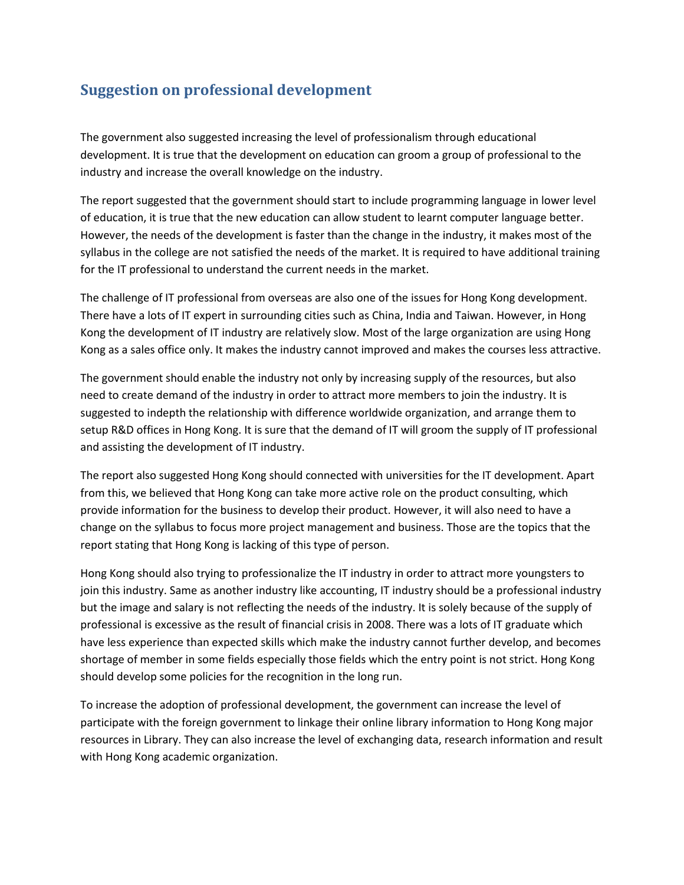## Suggestion on professional development

The government also suggested increasing the level of professionalism through educational development. It is true that the development on education can groom a group of professional to the industry and increase the overall knowledge on the industry.

The report suggested that the government should start to include programming language in lower level of education, it is true that the new education can allow student to learnt computer language better. However, the needs of the development is faster than the change in the industry, it makes most of the syllabus in the college are not satisfied the needs of the market. It is required to have additional training for the IT professional to understand the current needs in the market.

The challenge of IT professional from overseas are also one of the issues for Hong Kong development. There have a lots of IT expert in surrounding cities such as China, India and Taiwan. However, in Hong Kong the development of IT industry are relatively slow. Most of the large organization are using Hong Kong as a sales office only. It makes the industry cannot improved and makes the courses less attractive.

The government should enable the industry not only by increasing supply of the resources, but also need to create demand of the industry in order to attract more members to join the industry. It is suggested to indepth the relationship with difference worldwide organization, and arrange them to setup R&D offices in Hong Kong. It is sure that the demand of IT will groom the supply of IT professional and assisting the development of IT industry.

The report also suggested Hong Kong should connected with universities for the IT development. Apart from this, we believed that Hong Kong can take more active role on the product consulting, which provide information for the business to develop their product. However, it will also need to have a change on the syllabus to focus more project management and business. Those are the topics that the report stating that Hong Kong is lacking of this type of person.

Hong Kong should also trying to professionalize the IT industry in order to attract more youngsters to join this industry. Same as another industry like accounting, IT industry should be a professional industry but the image and salary is not reflecting the needs of the industry. It is solely because of the supply of professional is excessive as the result of financial crisis in 2008. There was a lots of IT graduate which have less experience than expected skills which make the industry cannot further develop, and becomes shortage of member in some fields especially those fields which the entry point is not strict. Hong Kong should develop some policies for the recognition in the long run.

To increase the adoption of professional development, the government can increase the level of participate with the foreign government to linkage their online library information to Hong Kong major resources in Library. They can also increase the level of exchanging data, research information and result with Hong Kong academic organization.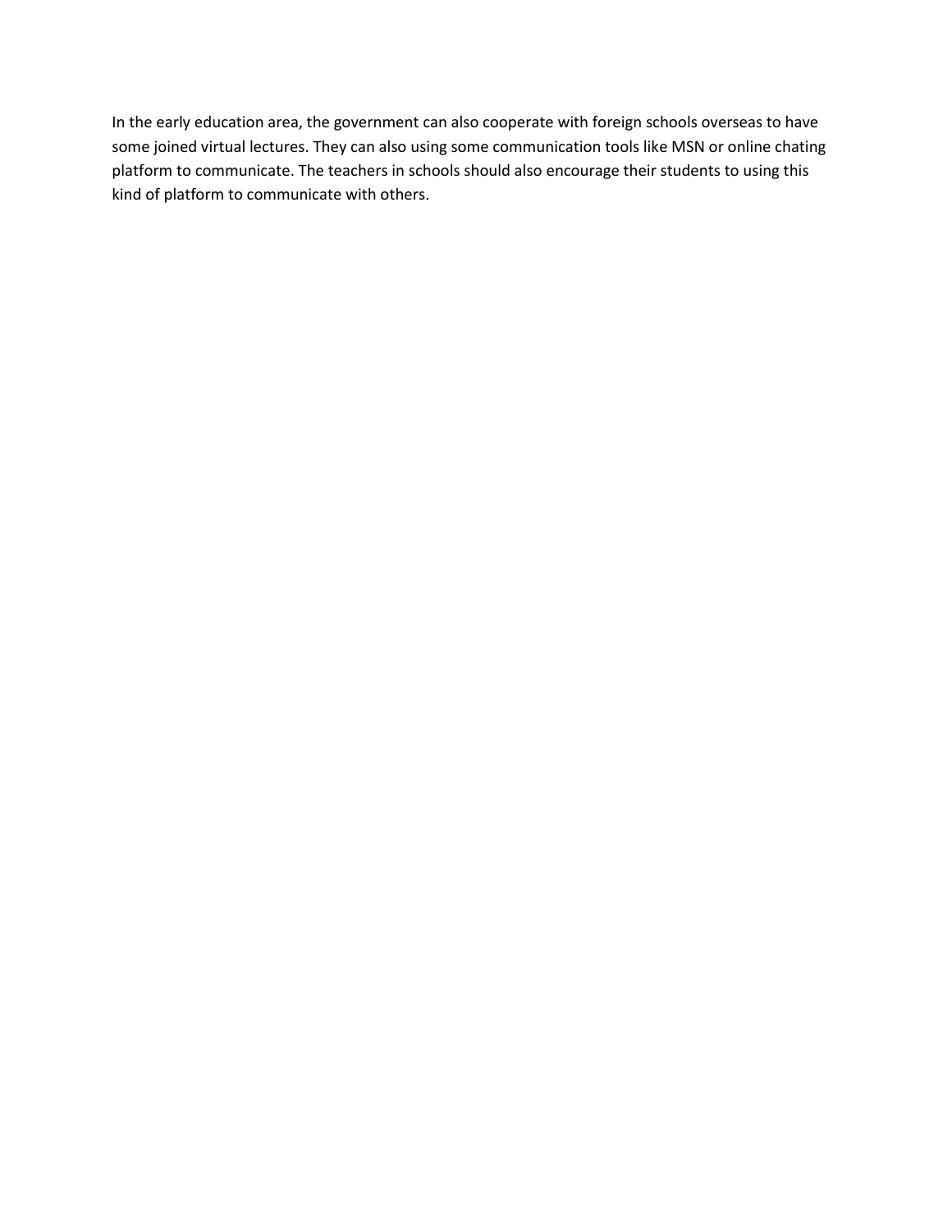In the early education area, the government can also cooperate with foreign schools overseas to have some joined virtual lectures. They can also using some communication tools like MSN or online chating platform to communicate. The teachers in schools should also encourage their students to using this kind of platform to communicate with others.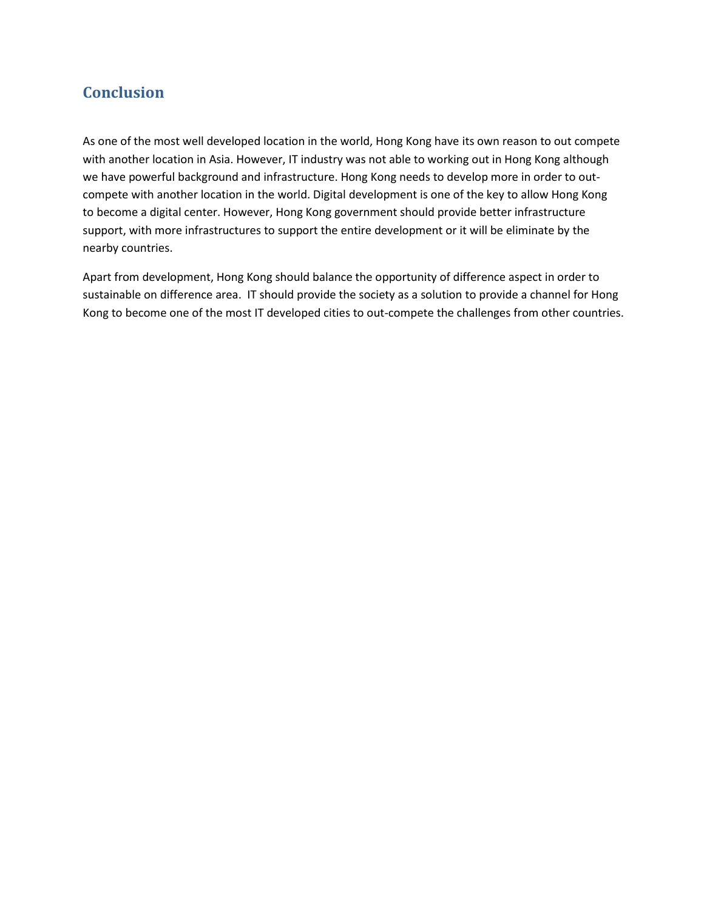## Conclusion

As one of the most well developed location in the world, Hong Kong have its own reason to out compete with another location in Asia. However, IT industry was not able to working out in Hong Kong although we have powerful background and infrastructure. Hong Kong needs to develop more in order to out-compete with another location in the world. Digital development is one of the key to allow Hong Kong to become a digital center. However, Hong Kong government should provide better infrastructure support, with more infrastructures to support the entire development or it will be eliminate by the nearby countries.

Apart from development, Hong Kong should balance the opportunity of difference aspect in order to sustainable on difference area.  IT should provide the society as a solution to provide a channel for Hong Kong to become one of the most IT developed cities to out-compete the challenges from other countries.